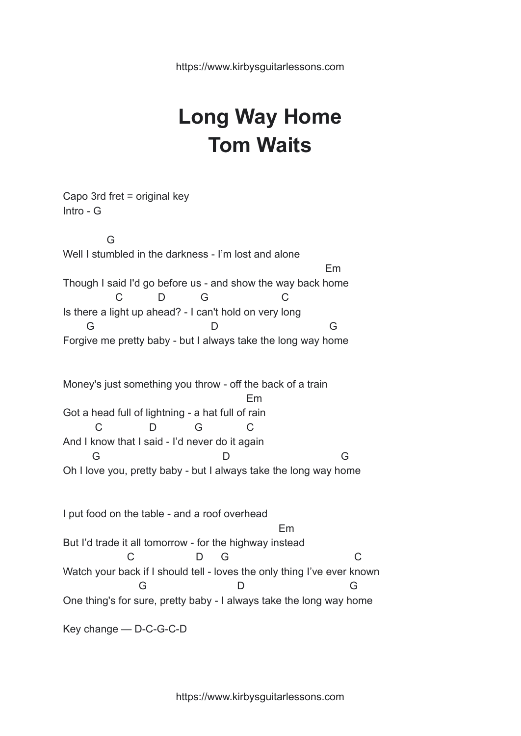# Long Way Home
# Tom Waits

Capo 3rd fret = original key
Intro - G

```
          G
Well I stumbled in the darkness - I'm lost and alone
                                                              Em
Though I said I'd go before us - and show the way back home
             C          D          G                  C
Is there a light up ahead? - I can't hold on very long
       G                              D                            G
Forgive me pretty baby - but I always take the long way home


Money's just something you throw - off the back of a train
                                             Em
Got a head full of lightning - a hat full of rain
        C             D           G            C
And I know that I said - I'd never do it again
        G                              D                            G
Oh I love you, pretty baby - but I always take the long way home


I put food on the table - and a roof overhead
                                                    Em
But I'd trade it all tomorrow - for the highway instead
                C                 D     G                             C
Watch your back if I should tell - loves the only thing I've ever known
                   G                         D                          G
One thing's for sure, pretty baby - I always take the long way home
```

Key change — D-C-G-C-D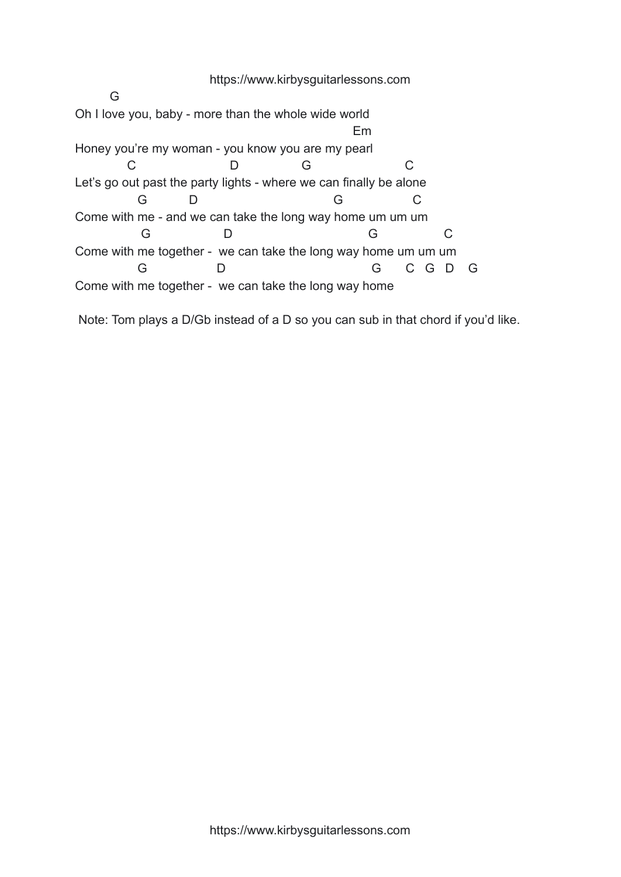```
        G
Oh I love you, baby - more than the whole wide world
                                                          Em
Honey you're my woman - you know you are my pearl
         C                      D              G                   C
Let's go out past the party lights - where we can finally be alone
           G          D                              G                C
Come with me - and we can take the long way home um um um
            G                  D                                G               C
Come with me together -  we can take the long way home um um um
           G                 D                                  G      C   G   D    G
Come with me together -  we can take the long way home
```

Note: Tom plays a D/Gb instead of a D so you can sub in that chord if you'd like.